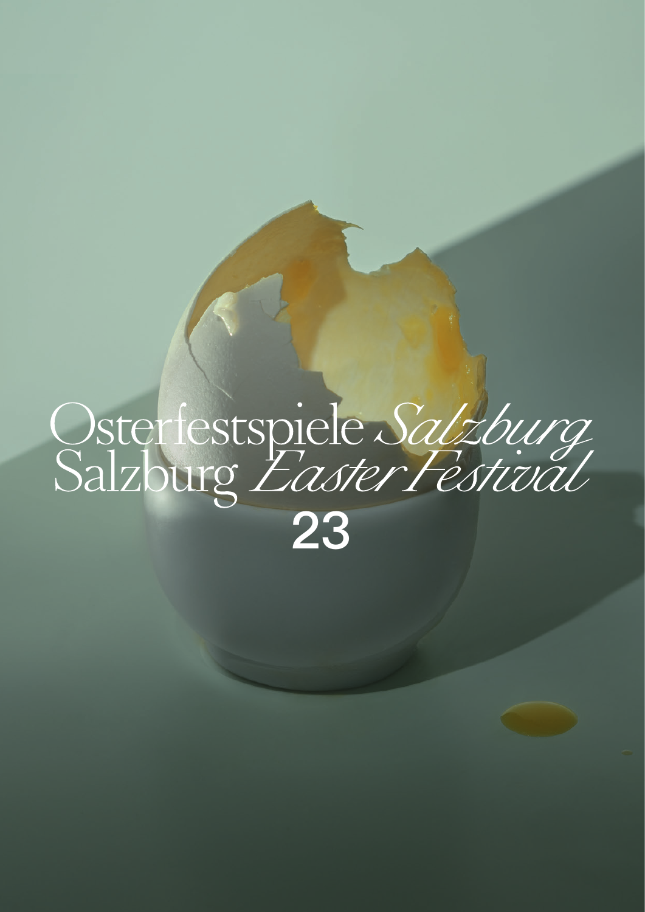# Osterfestspiele *Salzburg*
# Salzburg *Easter Festival*
# 23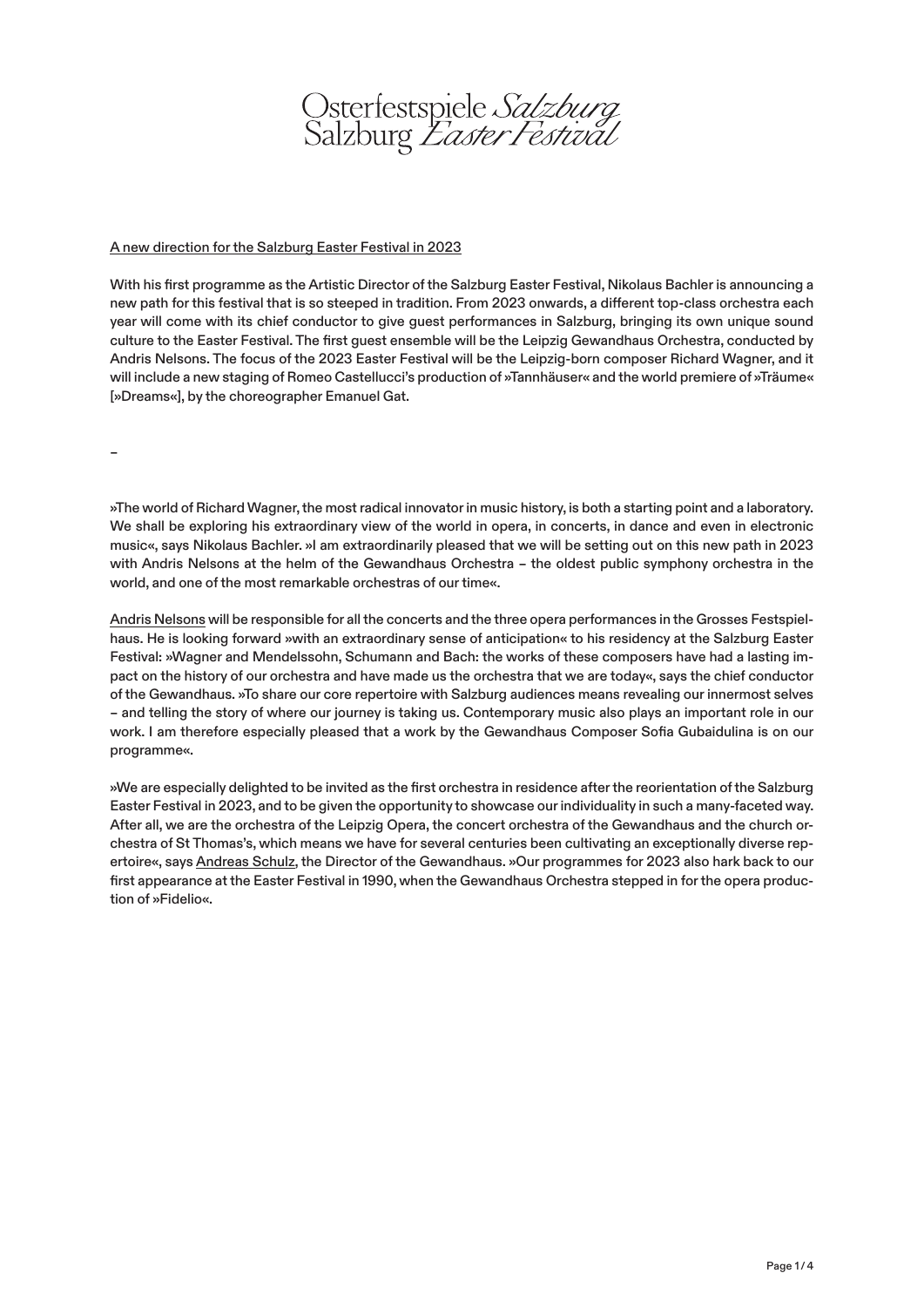Osterfestspiele *Salzburg*
Salzburg *Easter Festival*

A new direction for the Salzburg Easter Festival in 2023

With his first programme as the Artistic Director of the Salzburg Easter Festival, Nikolaus Bachler is announcing a new path for this festival that is so steeped in tradition. From 2023 onwards, a different top-class orchestra each year will come with its chief conductor to give guest performances in Salzburg, bringing its own unique sound culture to the Easter Festival. The first guest ensemble will be the Leipzig Gewandhaus Orchestra, conducted by Andris Nelsons. The focus of the 2023 Easter Festival will be the Leipzig-born composer Richard Wagner, and it will include a new staging of Romeo Castellucci's production of »Tannhäuser« and the world premiere of »Träume« [»Dreams«], by the choreographer Emanuel Gat.

–

»The world of Richard Wagner, the most radical innovator in music history, is both a starting point and a laboratory. We shall be exploring his extraordinary view of the world in opera, in concerts, in dance and even in electronic music«, says Nikolaus Bachler. »I am extraordinarily pleased that we will be setting out on this new path in 2023 with Andris Nelsons at the helm of the Gewandhaus Orchestra – the oldest public symphony orchestra in the world, and one of the most remarkable orchestras of our time«.

Andris Nelsons will be responsible for all the concerts and the three opera performances in the Grosses Festspielhaus. He is looking forward »with an extraordinary sense of anticipation« to his residency at the Salzburg Easter Festival: »Wagner and Mendelssohn, Schumann and Bach: the works of these composers have had a lasting impact on the history of our orchestra and have made us the orchestra that we are today«, says the chief conductor of the Gewandhaus. »To share our core repertoire with Salzburg audiences means revealing our innermost selves – and telling the story of where our journey is taking us. Contemporary music also plays an important role in our work. I am therefore especially pleased that a work by the Gewandhaus Composer Sofia Gubaidulina is on our programme«.

»We are especially delighted to be invited as the first orchestra in residence after the reorientation of the Salzburg Easter Festival in 2023, and to be given the opportunity to showcase our individuality in such a many-faceted way. After all, we are the orchestra of the Leipzig Opera, the concert orchestra of the Gewandhaus and the church orchestra of St Thomas's, which means we have for several centuries been cultivating an exceptionally diverse repertoire«, says Andreas Schulz, the Director of the Gewandhaus. »Our programmes for 2023 also hark back to our first appearance at the Easter Festival in 1990, when the Gewandhaus Orchestra stepped in for the opera production of »Fidelio«.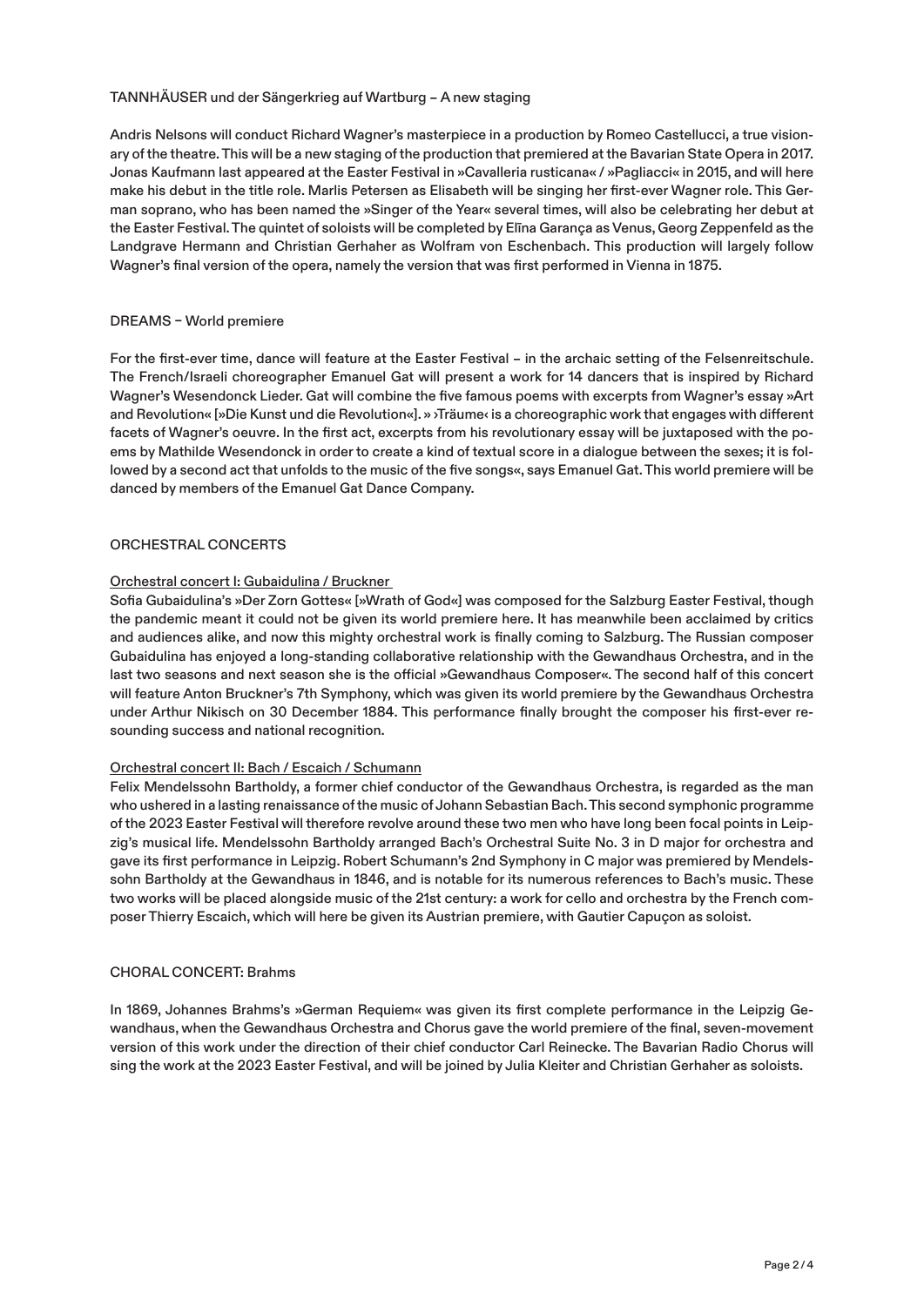## TANNHÄUSER und der Sängerkrieg auf Wartburg – A new staging

Andris Nelsons will conduct Richard Wagner's masterpiece in a production by Romeo Castellucci, a true visionary of the theatre. This will be a new staging of the production that premiered at the Bavarian State Opera in 2017. Jonas Kaufmann last appeared at the Easter Festival in »Cavalleria rusticana« / »Pagliacci« in 2015, and will here make his debut in the title role. Marlis Petersen as Elisabeth will be singing her first-ever Wagner role. This German soprano, who has been named the »Singer of the Year« several times, will also be celebrating her debut at the Easter Festival. The quintet of soloists will be completed by Elīna Garanča as Venus, Georg Zeppenfeld as the Landgrave Hermann and Christian Gerhaher as Wolfram von Eschenbach. This production will largely follow Wagner's final version of the opera, namely the version that was first performed in Vienna in 1875.

## DREAMS – World premiere

For the first-ever time, dance will feature at the Easter Festival – in the archaic setting of the Felsenreitschule. The French/Israeli choreographer Emanuel Gat will present a work for 14 dancers that is inspired by Richard Wagner's Wesendonck Lieder. Gat will combine the five famous poems with excerpts from Wagner's essay »Art and Revolution« [»Die Kunst und die Revolution«]. » ›Träume‹ is a choreographic work that engages with different facets of Wagner's oeuvre. In the first act, excerpts from his revolutionary essay will be juxtaposed with the poems by Mathilde Wesendonck in order to create a kind of textual score in a dialogue between the sexes; it is followed by a second act that unfolds to the music of the five songs«, says Emanuel Gat. This world premiere will be danced by members of the Emanuel Gat Dance Company.

## ORCHESTRAL CONCERTS

### Orchestral concert I: Gubaidulina / Bruckner

Sofia Gubaidulina's »Der Zorn Gottes« [»Wrath of God«] was composed for the Salzburg Easter Festival, though the pandemic meant it could not be given its world premiere here. It has meanwhile been acclaimed by critics and audiences alike, and now this mighty orchestral work is finally coming to Salzburg. The Russian composer Gubaidulina has enjoyed a long-standing collaborative relationship with the Gewandhaus Orchestra, and in the last two seasons and next season she is the official »Gewandhaus Composer«. The second half of this concert will feature Anton Bruckner's 7th Symphony, which was given its world premiere by the Gewandhaus Orchestra under Arthur Nikisch on 30 December 1884. This performance finally brought the composer his first-ever resounding success and national recognition.

### Orchestral concert II: Bach / Escaich / Schumann

Felix Mendelssohn Bartholdy, a former chief conductor of the Gewandhaus Orchestra, is regarded as the man who ushered in a lasting renaissance of the music of Johann Sebastian Bach. This second symphonic programme of the 2023 Easter Festival will therefore revolve around these two men who have long been focal points in Leipzig's musical life. Mendelssohn Bartholdy arranged Bach's Orchestral Suite No. 3 in D major for orchestra and gave its first performance in Leipzig. Robert Schumann's 2nd Symphony in C major was premiered by Mendelssohn Bartholdy at the Gewandhaus in 1846, and is notable for its numerous references to Bach's music. These two works will be placed alongside music of the 21st century: a work for cello and orchestra by the French composer Thierry Escaich, which will here be given its Austrian premiere, with Gautier Capuçon as soloist.

## CHORAL CONCERT: Brahms

In 1869, Johannes Brahms's »German Requiem« was given its first complete performance in the Leipzig Gewandhaus, when the Gewandhaus Orchestra and Chorus gave the world premiere of the final, seven-movement version of this work under the direction of their chief conductor Carl Reinecke. The Bavarian Radio Chorus will sing the work at the 2023 Easter Festival, and will be joined by Julia Kleiter and Christian Gerhaher as soloists.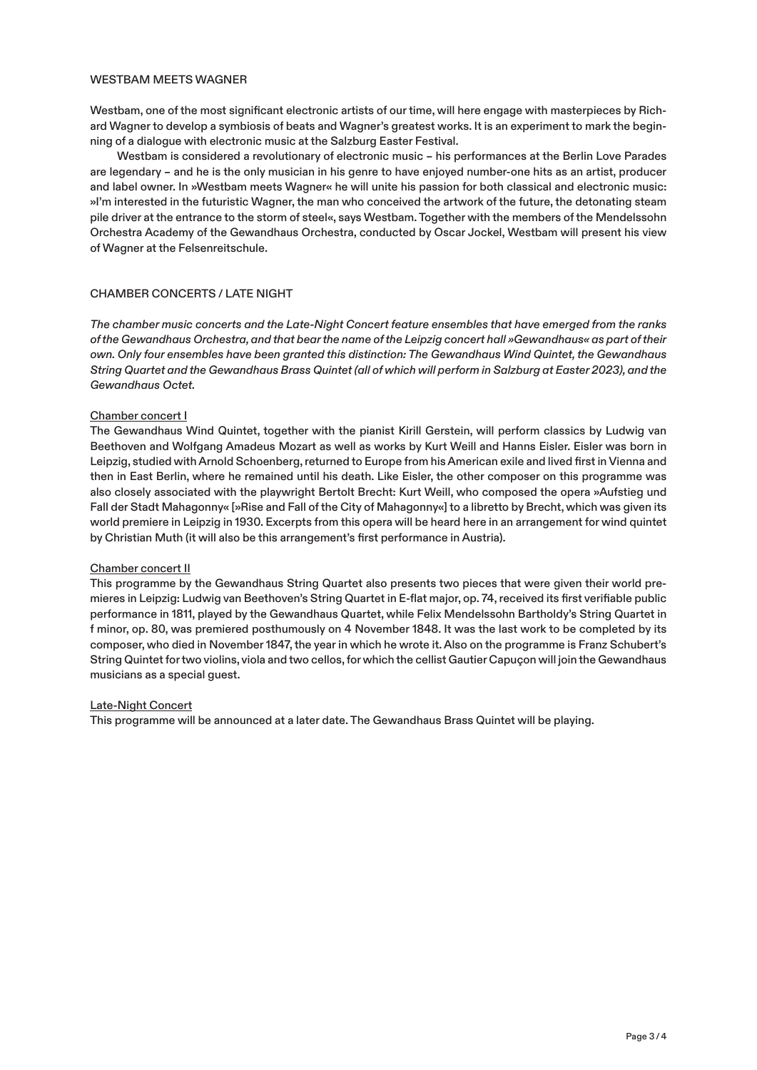## WESTBAM MEETS WAGNER

Westbam, one of the most significant electronic artists of our time, will here engage with masterpieces by Richard Wagner to develop a symbiosis of beats and Wagner's greatest works. It is an experiment to mark the beginning of a dialogue with electronic music at the Salzburg Easter Festival.

Westbam is considered a revolutionary of electronic music – his performances at the Berlin Love Parades are legendary – and he is the only musician in his genre to have enjoyed number-one hits as an artist, producer and label owner. In »Westbam meets Wagner« he will unite his passion for both classical and electronic music: »I'm interested in the futuristic Wagner, the man who conceived the artwork of the future, the detonating steam pile driver at the entrance to the storm of steel«, says Westbam. Together with the members of the Mendelssohn Orchestra Academy of the Gewandhaus Orchestra, conducted by Oscar Jockel, Westbam will present his view of Wagner at the Felsenreitschule.

## CHAMBER CONCERTS / LATE NIGHT

*The chamber music concerts and the Late-Night Concert feature ensembles that have emerged from the ranks of the Gewandhaus Orchestra, and that bear the name of the Leipzig concert hall »Gewandhaus« as part of their own. Only four ensembles have been granted this distinction: The Gewandhaus Wind Quintet, the Gewandhaus String Quartet and the Gewandhaus Brass Quintet (all of which will perform in Salzburg at Easter 2023), and the Gewandhaus Octet.*

### Chamber concert I

The Gewandhaus Wind Quintet, together with the pianist Kirill Gerstein, will perform classics by Ludwig van Beethoven and Wolfgang Amadeus Mozart as well as works by Kurt Weill and Hanns Eisler. Eisler was born in Leipzig, studied with Arnold Schoenberg, returned to Europe from his American exile and lived first in Vienna and then in East Berlin, where he remained until his death. Like Eisler, the other composer on this programme was also closely associated with the playwright Bertolt Brecht: Kurt Weill, who composed the opera »Aufstieg und Fall der Stadt Mahagonny« [»Rise and Fall of the City of Mahagonny«] to a libretto by Brecht, which was given its world premiere in Leipzig in 1930. Excerpts from this opera will be heard here in an arrangement for wind quintet by Christian Muth (it will also be this arrangement's first performance in Austria).

### Chamber concert II

This programme by the Gewandhaus String Quartet also presents two pieces that were given their world premieres in Leipzig: Ludwig van Beethoven's String Quartet in E-flat major, op. 74, received its first verifiable public performance in 1811, played by the Gewandhaus Quartet, while Felix Mendelssohn Bartholdy's String Quartet in f minor, op. 80, was premiered posthumously on 4 November 1848. It was the last work to be completed by its composer, who died in November 1847, the year in which he wrote it. Also on the programme is Franz Schubert's String Quintet for two violins, viola and two cellos, for which the cellist Gautier Capuçon will join the Gewandhaus musicians as a special guest.

### Late-Night Concert

This programme will be announced at a later date. The Gewandhaus Brass Quintet will be playing.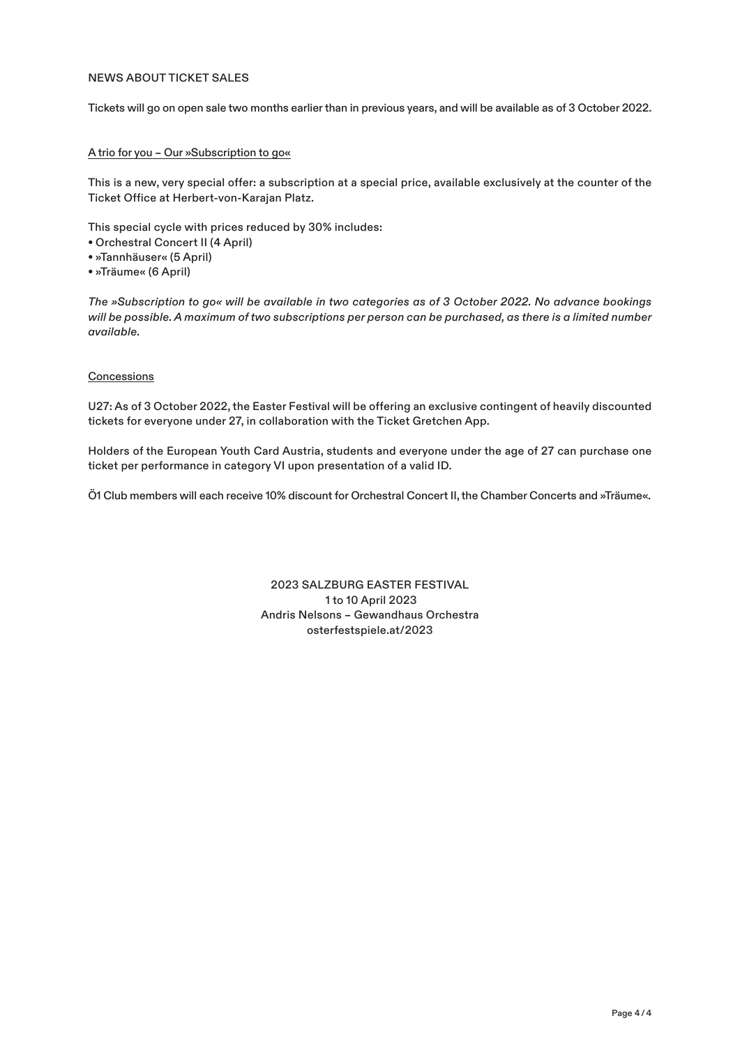## NEWS ABOUT TICKET SALES

Tickets will go on open sale two months earlier than in previous years, and will be available as of 3 October 2022.

### A trio for you – Our »Subscription to go«

This is a new, very special offer: a subscription at a special price, available exclusively at the counter of the Ticket Office at Herbert-von-Karajan Platz.

This special cycle with prices reduced by 30% includes:

- Orchestral Concert II (4 April)
- »Tannhäuser« (5 April)
- »Träume« (6 April)

*The »Subscription to go« will be available in two categories as of 3 October 2022. No advance bookings will be possible. A maximum of two subscriptions per person can be purchased, as there is a limited number available.*

### Concessions

U27: As of 3 October 2022, the Easter Festival will be offering an exclusive contingent of heavily discounted tickets for everyone under 27, in collaboration with the Ticket Gretchen App.

Holders of the European Youth Card Austria, students and everyone under the age of 27 can purchase one ticket per performance in category VI upon presentation of a valid ID.

Ö1 Club members will each receive 10% discount for Orchestral Concert II, the Chamber Concerts and »Träume«.

2023 SALZBURG EASTER FESTIVAL
1 to 10 April 2023
Andris Nelsons – Gewandhaus Orchestra
osterfestspiele.at/2023